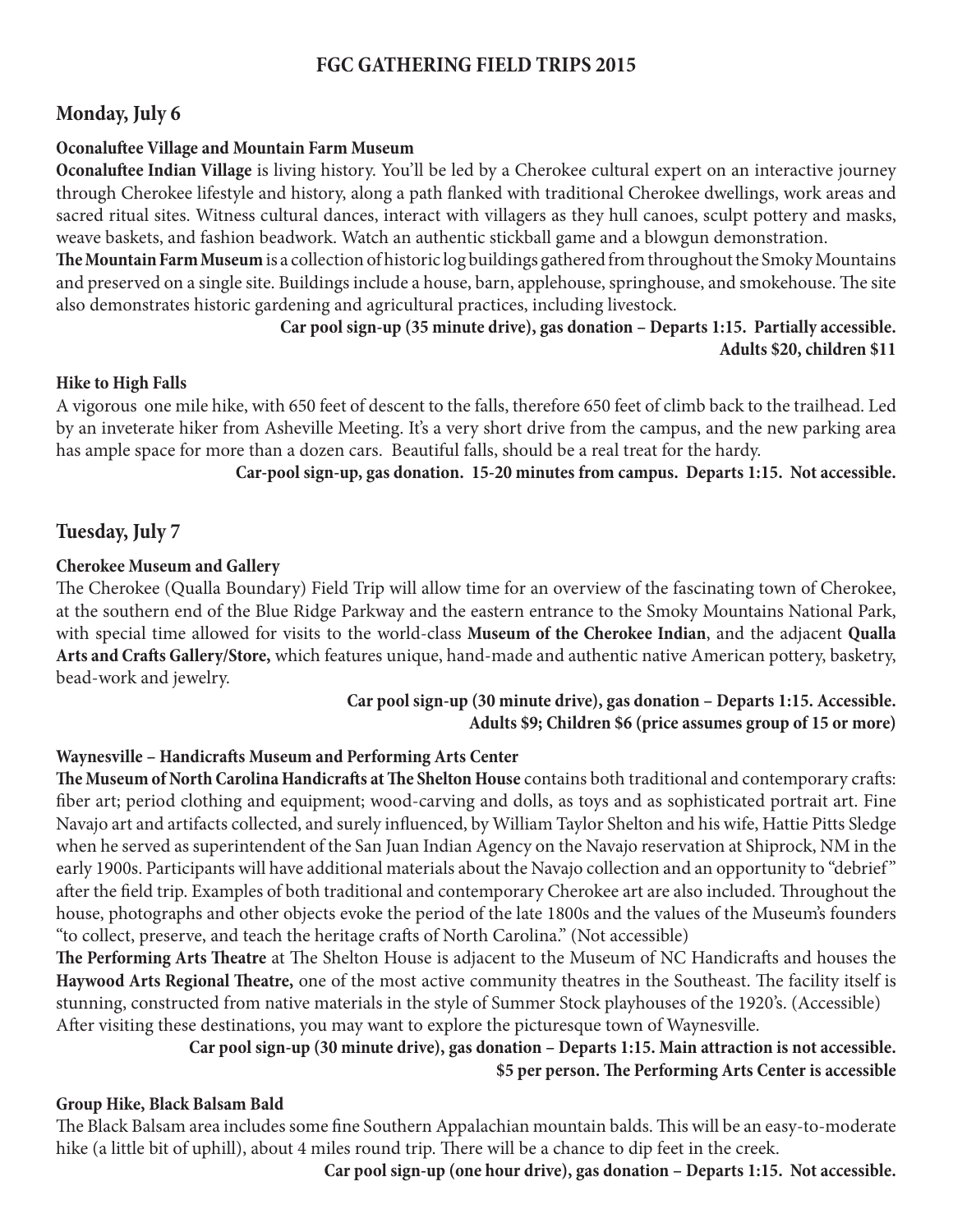# FGC GATHERING FIELD TRIPS 2015

## Monday, July 6

### Oconaluftee Village and Mountain Farm Museum

**Oconaluftee Indian Village** is living history. You'll be led by a Cherokee cultural expert on an interactive journey through Cherokee lifestyle and history, along a path flanked with traditional Cherokee dwellings, work areas and sacred ritual sites. Witness cultural dances, interact with villagers as they hull canoes, sculpt pottery and masks, weave baskets, and fashion beadwork. Watch an authentic stickball game and a blowgun demonstration.

**The Mountain Farm Museum** is a collection of historic log buildings gathered from throughout the Smoky Mountains and preserved on a single site. Buildings include a house, barn, applehouse, springhouse, and smokehouse. The site also demonstrates historic gardening and agricultural practices, including livestock.

**Car pool sign-up (35 minute drive), gas donation – Departs 1:15. Partially accessible.**
**Adults $20, children $11**

### Hike to High Falls

A vigorous one mile hike, with 650 feet of descent to the falls, therefore 650 feet of climb back to the trailhead. Led by an inveterate hiker from Asheville Meeting. It's a very short drive from the campus, and the new parking area has ample space for more than a dozen cars. Beautiful falls, should be a real treat for the hardy.

**Car-pool sign-up, gas donation. 15-20 minutes from campus. Departs 1:15. Not accessible.**

## Tuesday, July 7

### Cherokee Museum and Gallery

The Cherokee (Qualla Boundary) Field Trip will allow time for an overview of the fascinating town of Cherokee, at the southern end of the Blue Ridge Parkway and the eastern entrance to the Smoky Mountains National Park, with special time allowed for visits to the world-class **Museum of the Cherokee Indian**, and the adjacent **Qualla Arts and Crafts Gallery/Store,** which features unique, hand-made and authentic native American pottery, basketry, bead-work and jewelry.

**Car pool sign-up (30 minute drive), gas donation – Departs 1:15. Accessible.**
**Adults $9; Children $6 (price assumes group of 15 or more)**

### Waynesville – Handicrafts Museum and Performing Arts Center

**The Museum of North Carolina Handicrafts at The Shelton House** contains both traditional and contemporary crafts: fiber art; period clothing and equipment; wood-carving and dolls, as toys and as sophisticated portrait art. Fine Navajo art and artifacts collected, and surely influenced, by William Taylor Shelton and his wife, Hattie Pitts Sledge when he served as superintendent of the San Juan Indian Agency on the Navajo reservation at Shiprock, NM in the early 1900s. Participants will have additional materials about the Navajo collection and an opportunity to "debrief" after the field trip. Examples of both traditional and contemporary Cherokee art are also included. Throughout the house, photographs and other objects evoke the period of the late 1800s and the values of the Museum's founders "to collect, preserve, and teach the heritage crafts of North Carolina." (Not accessible)

**The Performing Arts Theatre** at The Shelton House is adjacent to the Museum of NC Handicrafts and houses the **Haywood Arts Regional Theatre,** one of the most active community theatres in the Southeast. The facility itself is stunning, constructed from native materials in the style of Summer Stock playhouses of the 1920's. (Accessible)

After visiting these destinations, you may want to explore the picturesque town of Waynesville.

**Car pool sign-up (30 minute drive), gas donation – Departs 1:15. Main attraction is not accessible.**
**$5 per person. The Performing Arts Center is accessible**

### Group Hike, Black Balsam Bald

The Black Balsam area includes some fine Southern Appalachian mountain balds. This will be an easy-to-moderate hike (a little bit of uphill), about 4 miles round trip. There will be a chance to dip feet in the creek.

**Car pool sign-up (one hour drive), gas donation – Departs 1:15. Not accessible.**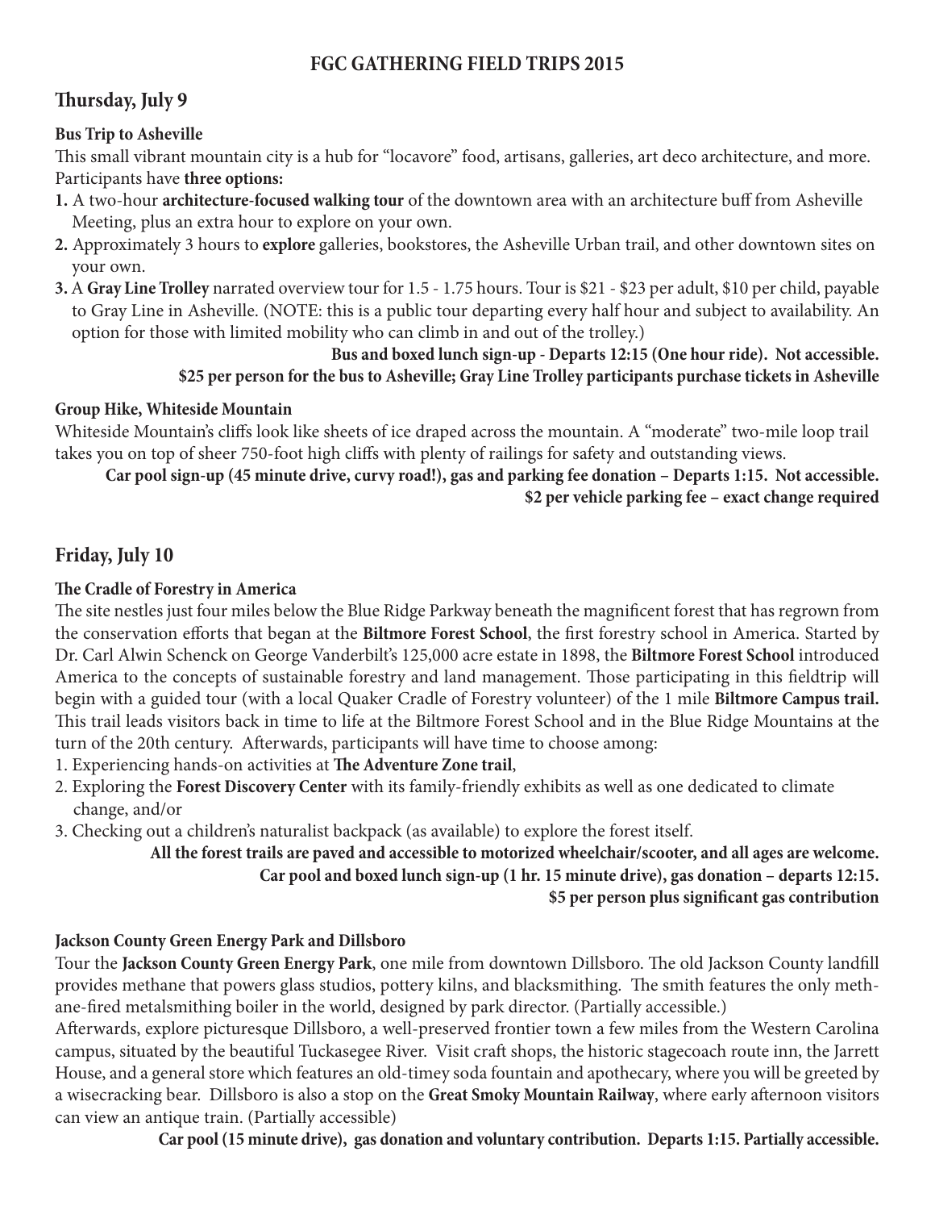# FGC GATHERING FIELD TRIPS 2015

## Thursday, July 9

### Bus Trip to Asheville

This small vibrant mountain city is a hub for "locavore" food, artisans, galleries, art deco architecture, and more. Participants have **three options:**

1. A two-hour **architecture-focused walking tour** of the downtown area with an architecture buff from Asheville Meeting, plus an extra hour to explore on your own.
2. Approximately 3 hours to **explore** galleries, bookstores, the Asheville Urban trail, and other downtown sites on your own.
3. A **Gray Line Trolley** narrated overview tour for 1.5 - 1.75 hours. Tour is $21 - $23 per adult, $10 per child, payable to Gray Line in Asheville. (NOTE: this is a public tour departing every half hour and subject to availability. An option for those with limited mobility who can climb in and out of the trolley.)

**Bus and boxed lunch sign-up - Departs 12:15 (One hour ride). Not accessible.**
**$25 per person for the bus to Asheville; Gray Line Trolley participants purchase tickets in Asheville**

### Group Hike, Whiteside Mountain

Whiteside Mountain's cliffs look like sheets of ice draped across the mountain. A "moderate" two-mile loop trail takes you on top of sheer 750-foot high cliffs with plenty of railings for safety and outstanding views.

**Car pool sign-up (45 minute drive, curvy road!), gas and parking fee donation – Departs 1:15. Not accessible.**
**$2 per vehicle parking fee – exact change required**

## Friday, July 10

### The Cradle of Forestry in America

The site nestles just four miles below the Blue Ridge Parkway beneath the magnificent forest that has regrown from the conservation efforts that began at the **Biltmore Forest School**, the first forestry school in America. Started by Dr. Carl Alwin Schenck on George Vanderbilt's 125,000 acre estate in 1898, the **Biltmore Forest School** introduced America to the concepts of sustainable forestry and land management. Those participating in this fieldtrip will begin with a guided tour (with a local Quaker Cradle of Forestry volunteer) of the 1 mile **Biltmore Campus trail.** This trail leads visitors back in time to life at the Biltmore Forest School and in the Blue Ridge Mountains at the turn of the 20th century. Afterwards, participants will have time to choose among:

1. Experiencing hands-on activities at **The Adventure Zone trail**,
2. Exploring the **Forest Discovery Center** with its family-friendly exhibits as well as one dedicated to climate change, and/or
3. Checking out a children's naturalist backpack (as available) to explore the forest itself.

**All the forest trails are paved and accessible to motorized wheelchair/scooter, and all ages are welcome.**
**Car pool and boxed lunch sign-up (1 hr. 15 minute drive), gas donation – departs 12:15.**
**$5 per person plus significant gas contribution**

### Jackson County Green Energy Park and Dillsboro

Tour the **Jackson County Green Energy Park**, one mile from downtown Dillsboro. The old Jackson County landfill provides methane that powers glass studios, pottery kilns, and blacksmithing. The smith features the only methane-fired metalsmithing boiler in the world, designed by park director. (Partially accessible.)

Afterwards, explore picturesque Dillsboro, a well-preserved frontier town a few miles from the Western Carolina campus, situated by the beautiful Tuckasegee River. Visit craft shops, the historic stagecoach route inn, the Jarrett House, and a general store which features an old-timey soda fountain and apothecary, where you will be greeted by a wisecracking bear. Dillsboro is also a stop on the **Great Smoky Mountain Railway**, where early afternoon visitors can view an antique train. (Partially accessible)

**Car pool (15 minute drive), gas donation and voluntary contribution. Departs 1:15. Partially accessible.**